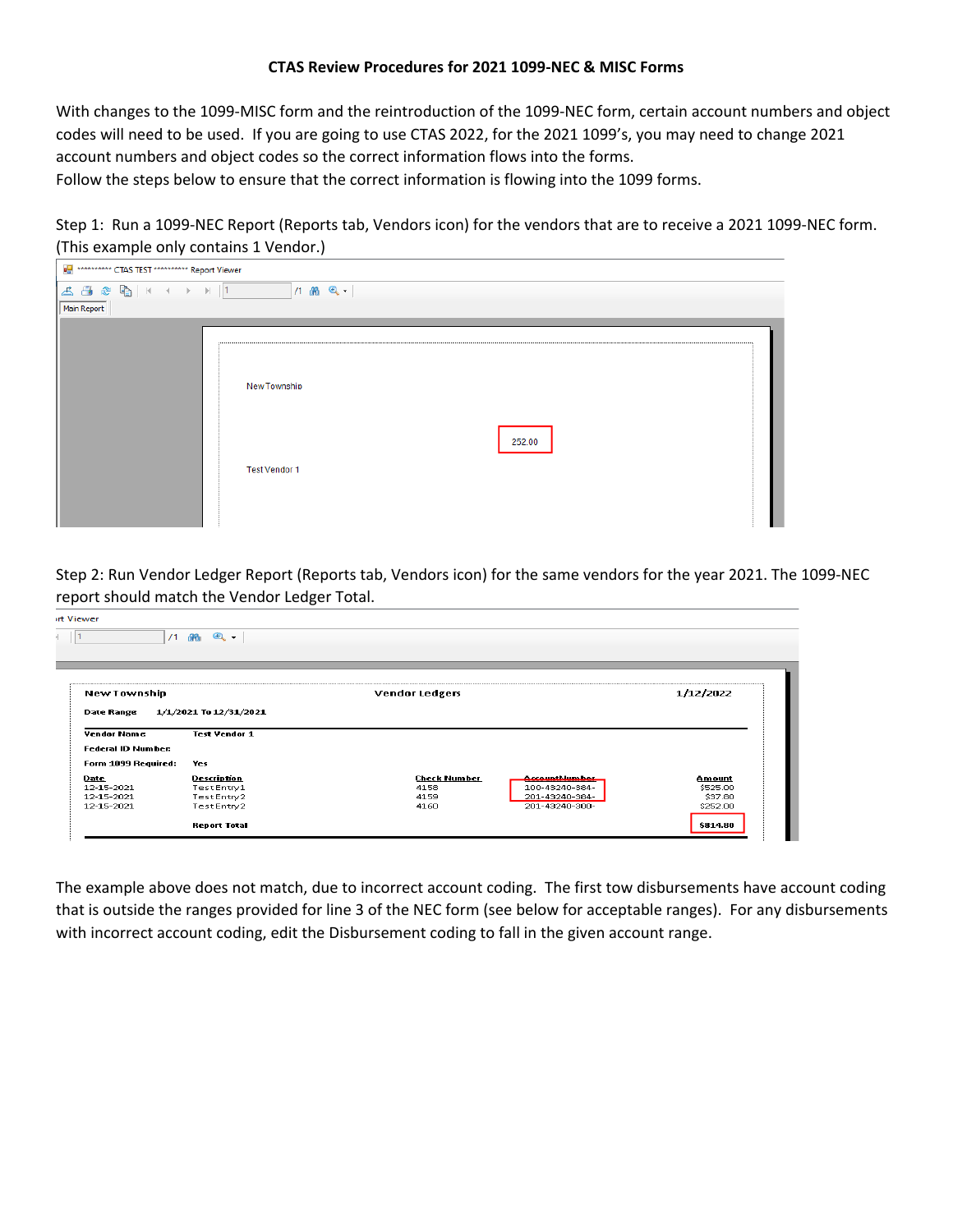**CTAS Review Procedures for 2021 1099-NEC & MISC Forms**

With changes to the 1099-MISC form and the reintroduction of the 1099-NEC form, certain account numbers and object codes will need to be used. If you are going to use CTAS 2022, for the 2021 1099's, you may need to change 2021 account numbers and object codes so the correct information flows into the forms.
Follow the steps below to ensure that the correct information is flowing into the 1099 forms.

Step 1: Run a 1099-NEC Report (Reports tab, Vendors icon) for the vendors that are to receive a 2021 1099-NEC form. (This example only contains 1 Vendor.)

********** CTAS TEST ********** Report Viewer

Main Report

New Township

252.00

Test Vendor 1

Step 2: Run Vendor Ledger Report (Reports tab, Vendors icon) for the same vendors for the year 2021. The 1099-NEC report should match the Vendor Ledger Total.

New Township — Vendor Ledgers — 1/12/2022

Date Range 1/1/2021 To 12/31/2021

Vendor Name: Test Vendor 1
Federal ID Number:
Form 1099 Required: Yes

| Date | Description | Check Number | AccountNumber | Amount |
|---|---|---|---|---|
| 12-15-2021 | TestEntry1 | 4158 | 100-43240-384- | $525.00 |
| 12-15-2021 | TestEntry2 | 4159 | 201-43240-364- | $37.80 |
| 12-15-2021 | TestEntry2 | 4160 | 201-43240-300- | $252.00 |
| | Report Total | | | $814.80 |

The example above does not match, due to incorrect account coding. The first tow disbursements have account coding that is outside the ranges provided for line 3 of the NEC form (see below for acceptable ranges). For any disbursements with incorrect account coding, edit the Disbursement coding to fall in the given account range.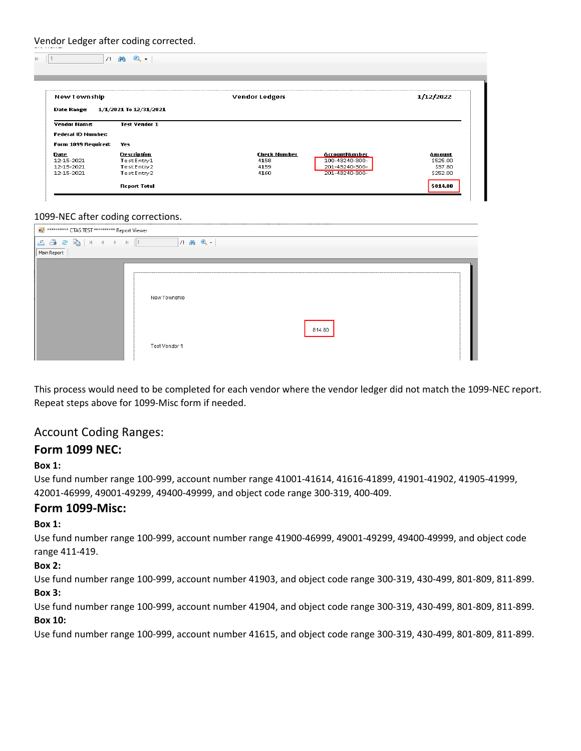Vendor Ledger after coding corrected.

| | | | | |
|---|---|---|---|---|
| New Township | | Vendor Ledgers | | 1/12/2022 |
| Date Range | 1/1/2021 To 12/31/2021 | | | |
| Vendor Name | Test Vendor 1 | | | |
| Federal ID Number: | | | | |
| Form 1099 Required: | Yes | | | |
| **Date** | **Description** | **Check Number** | **AccountNumber** | **Amount** |
| 12-15-2021 | TestEntry1 | 4158 | 100-43240-300- | $525.00 |
| 12-15-2021 | TestEntry2 | 4159 | 201-43240-300- | $37.80 |
| 12-15-2021 | TestEntry2 | 4160 | 201-43240-300- | $252.00 |
| | Report Total | | | $814.80 |

1099-NEC after coding corrections.

********** CTAS TEST ********** Report Viewer

Main Report

New Township

814.80

Test Vendor 1

This process would need to be completed for each vendor where the vendor ledger did not match the 1099-NEC report. Repeat steps above for 1099-Misc form if needed.

## Account Coding Ranges:

### Form 1099 NEC:

**Box 1:**

Use fund number range 100-999, account number range 41001-41614, 41616-41899, 41901-41902, 41905-41999, 42001-46999, 49001-49299, 49400-49999, and object code range 300-319, 400-409.

### Form 1099-Misc:

**Box 1:**

Use fund number range 100-999, account number range 41900-46999, 49001-49299, 49400-49999, and object code range 411-419.

**Box 2:**

Use fund number range 100-999, account number 41903, and object code range 300-319, 430-499, 801-809, 811-899.

**Box 3:**

Use fund number range 100-999, account number 41904, and object code range 300-319, 430-499, 801-809, 811-899.

**Box 10:**

Use fund number range 100-999, account number 41615, and object code range 300-319, 430-499, 801-809, 811-899.